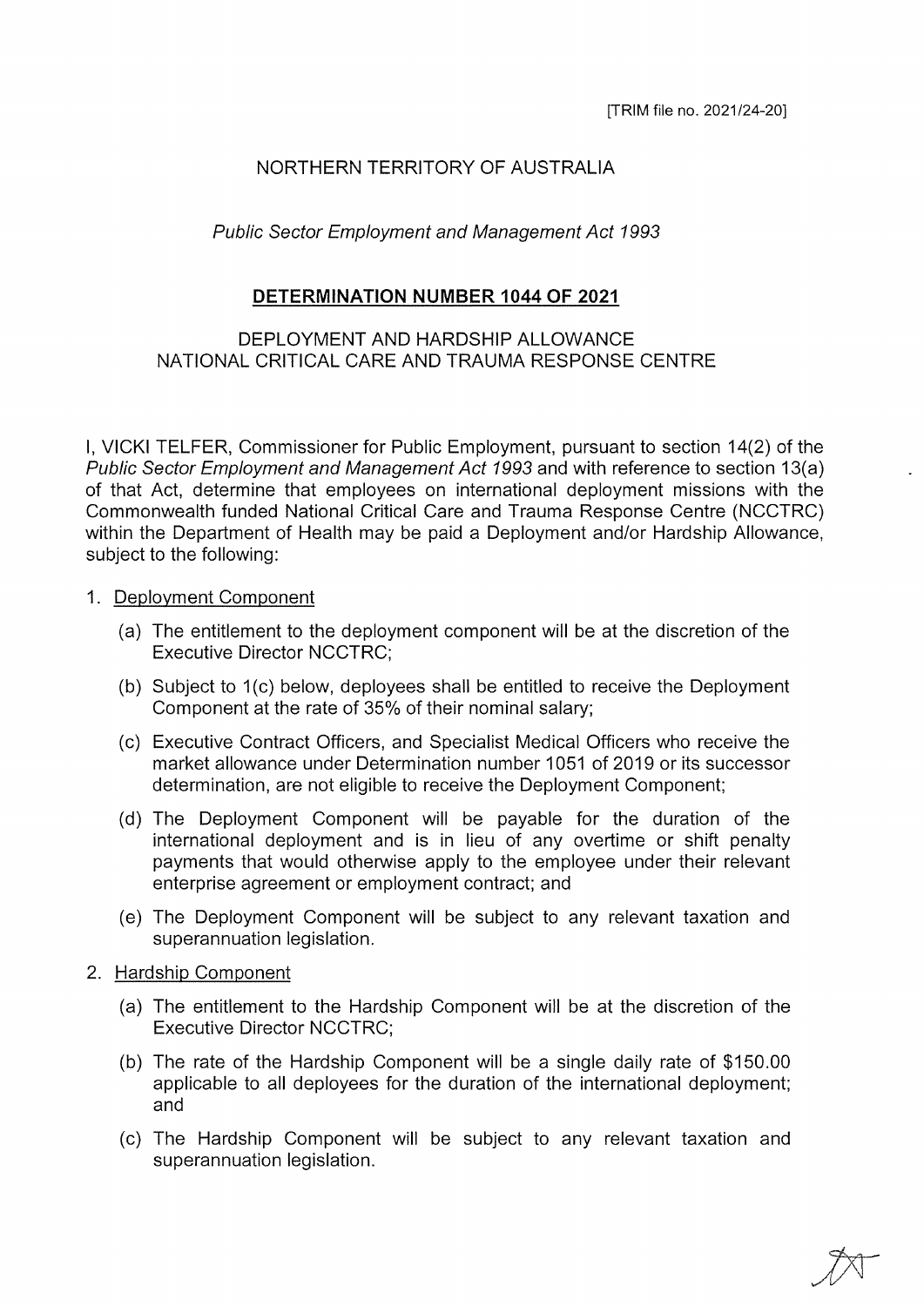[TRIM file no. 2021/24-20]

NORTHERN TERRITORY OF AUSTRALIA

*Public Sector Employment and Management Act 1993*

# DETERMINATION NUMBER 1044 OF 2021

## DEPLOYMENT AND HARDSHIP ALLOWANCE NATIONAL CRITICAL CARE AND TRAUMA RESPONSE CENTRE

I, VICKI TELFER, Commissioner for Public Employment, pursuant to section 14(2) of the *Public Sector Employment and Management Act 1993* and with reference to section 13(a) of that Act, determine that employees on international deployment missions with the Commonwealth funded National Critical Care and Trauma Response Centre (NCCTRC) within the Department of Health may be paid a Deployment and/or Hardship Allowance, subject to the following:

1. Deployment Component
   - (a) The entitlement to the deployment component will be at the discretion of the Executive Director NCCTRC;
   - (b) Subject to 1(c) below, deployees shall be entitled to receive the Deployment Component at the rate of 35% of their nominal salary;
   - (c) Executive Contract Officers, and Specialist Medical Officers who receive the market allowance under Determination number 1051 of 2019 or its successor determination, are not eligible to receive the Deployment Component;
   - (d) The Deployment Component will be payable for the duration of the international deployment and is in lieu of any overtime or shift penalty payments that would otherwise apply to the employee under their relevant enterprise agreement or employment contract; and
   - (e) The Deployment Component will be subject to any relevant taxation and superannuation legislation.
2. Hardship Component
   - (a) The entitlement to the Hardship Component will be at the discretion of the Executive Director NCCTRC;
   - (b) The rate of the Hardship Component will be a single daily rate of $150.00 applicable to all deployees for the duration of the international deployment; and
   - (c) The Hardship Component will be subject to any relevant taxation and superannuation legislation.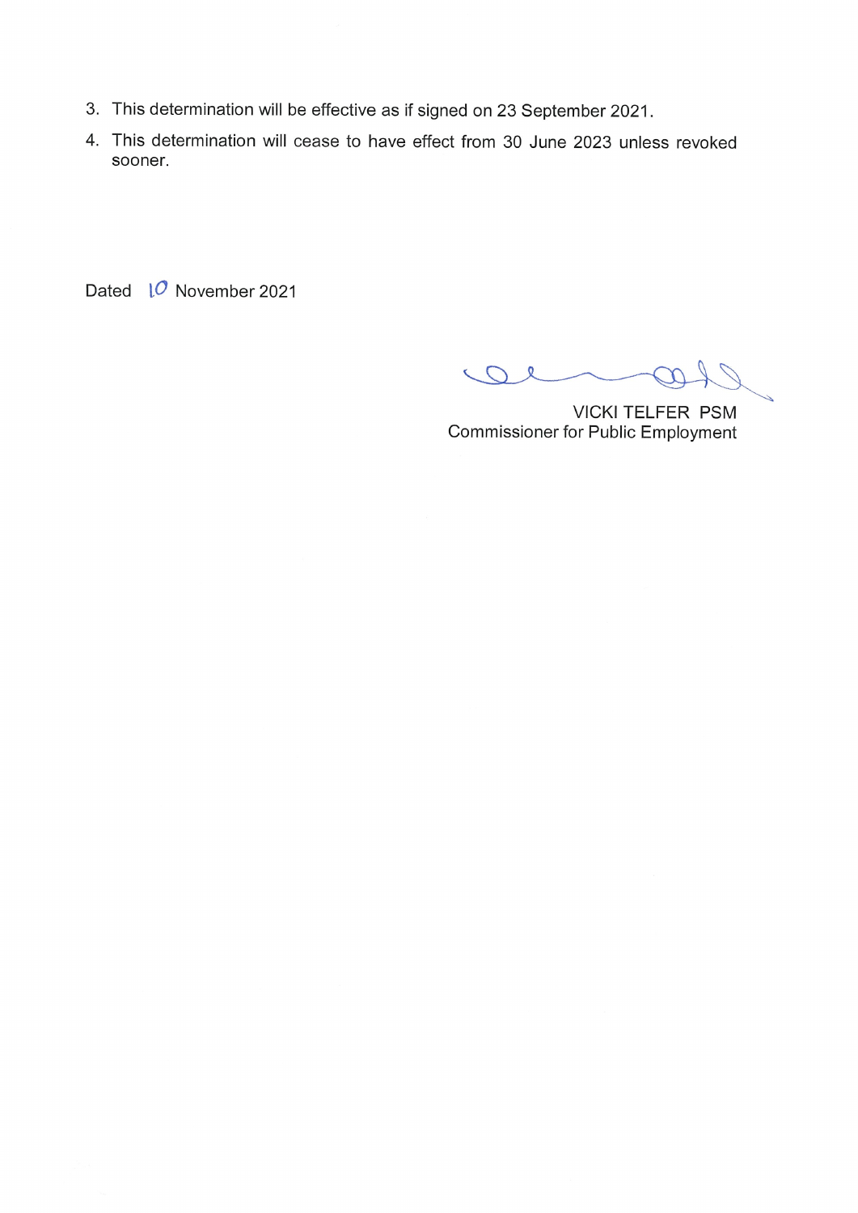3. This determination will be effective as if signed on 23 September 2021.
4. This determination will cease to have effect from 30 June 2023 unless revoked sooner.

Dated 10 November 2021

VICKI TELFER PSM
Commissioner for Public Employment